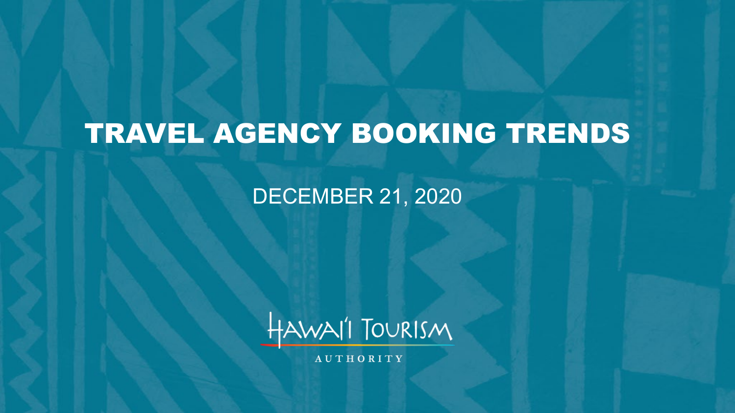# TRAVEL AGENCY BOOKING TRENDS

DECEMBER 21, 2020

HAWAI'I TOURISM AUTHORITY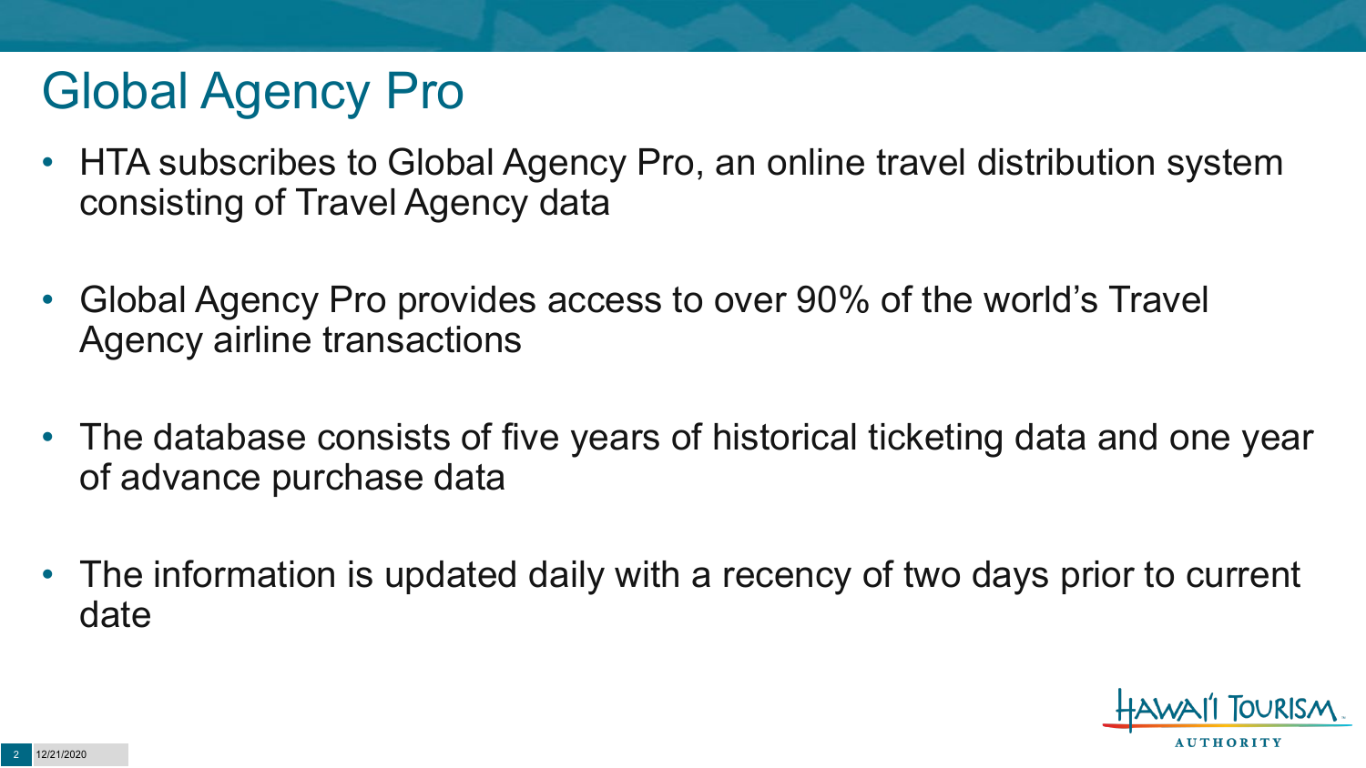# Global Agency Pro

- HTA subscribes to Global Agency Pro, an online travel distribution system consisting of Travel Agency data
- Global Agency Pro provides access to over 90% of the world's Travel Agency airline transactions
- The database consists of five years of historical ticketing data and one year of advance purchase data
- The information is updated daily with a recency of two days prior to current date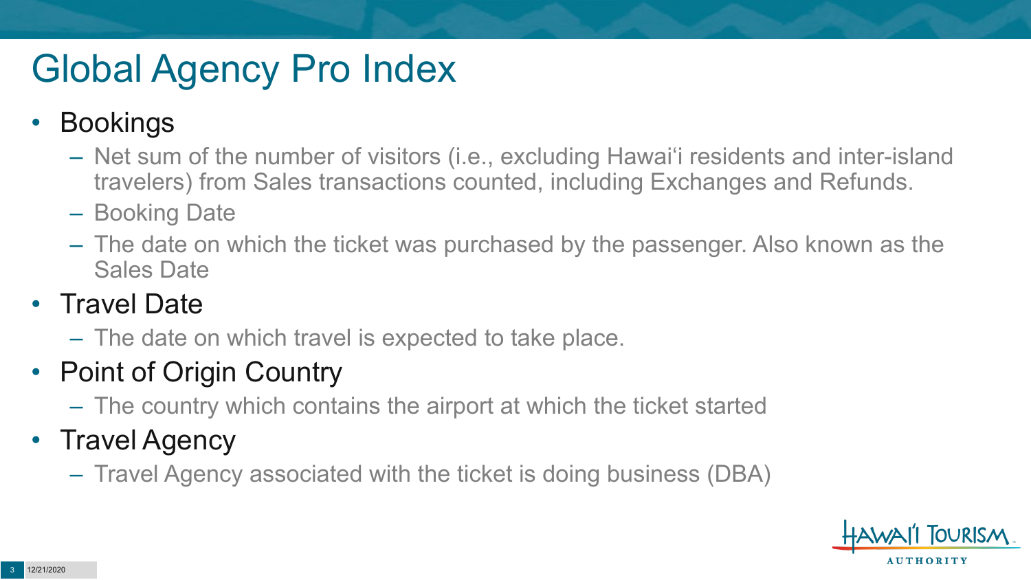# Global Agency Pro Index

- Bookings
  - Net sum of the number of visitors (i.e., excluding Hawai'i residents and inter-island travelers) from Sales transactions counted, including Exchanges and Refunds.
  - Booking Date
  - The date on which the ticket was purchased by the passenger. Also known as the Sales Date
- Travel Date
  - The date on which travel is expected to take place.
- Point of Origin Country
  - The country which contains the airport at which the ticket started
- Travel Agency
  - Travel Agency associated with the ticket is doing business (DBA)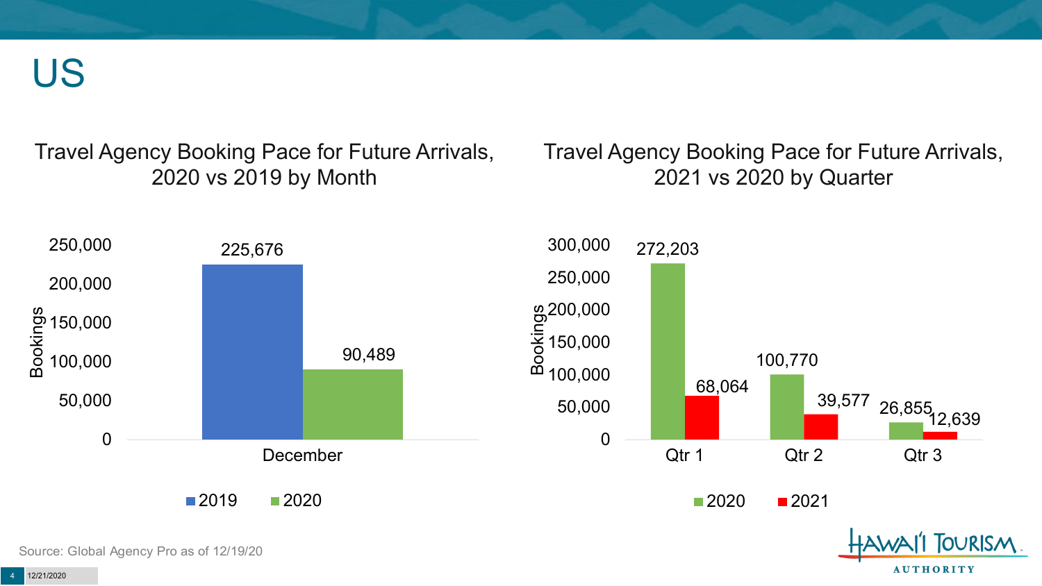# US

## Travel Agency Booking Pace for Future Arrivals, 2020 vs 2019 by Month

| Month | 2019 | 2020 |
|---|---|---|
| December | 225,676 | 90,489 |

## Travel Agency Booking Pace for Future Arrivals, 2021 vs 2020 by Quarter

| Quarter | 2020 | 2021 |
|---|---|---|
| Qtr 1 | 272,203 | 68,064 |
| Qtr 2 | 100,770 | 39,577 |
| Qtr 3 | 26,855 | 12,639 |

Source: Global Agency Pro as of 12/19/20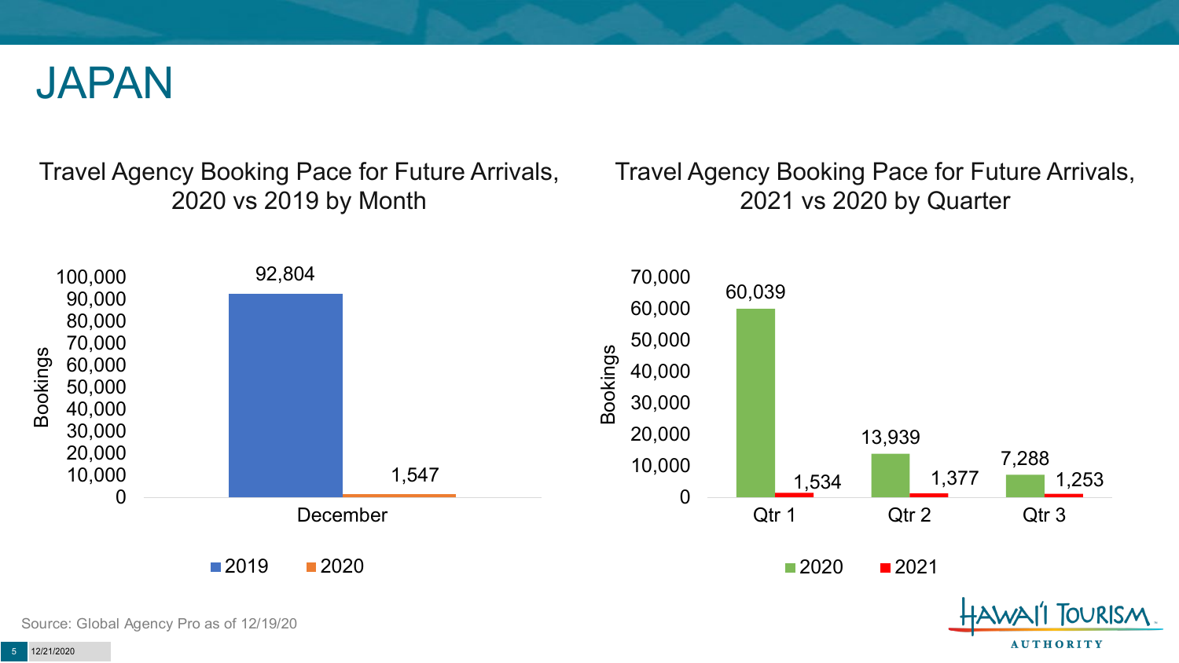# JAPAN

## Travel Agency Booking Pace for Future Arrivals, 2020 vs 2019 by Month

| | 2019 | 2020 |
|---|---|---|
| December | 92,804 | 1,547 |

## Travel Agency Booking Pace for Future Arrivals, 2021 vs 2020 by Quarter

| | 2020 | 2021 |
|---|---|---|
| Qtr 1 | 60,039 | 1,534 |
| Qtr 2 | 13,939 | 1,377 |
| Qtr 3 | 7,288 | 1,253 |

Source: Global Agency Pro as of 12/19/20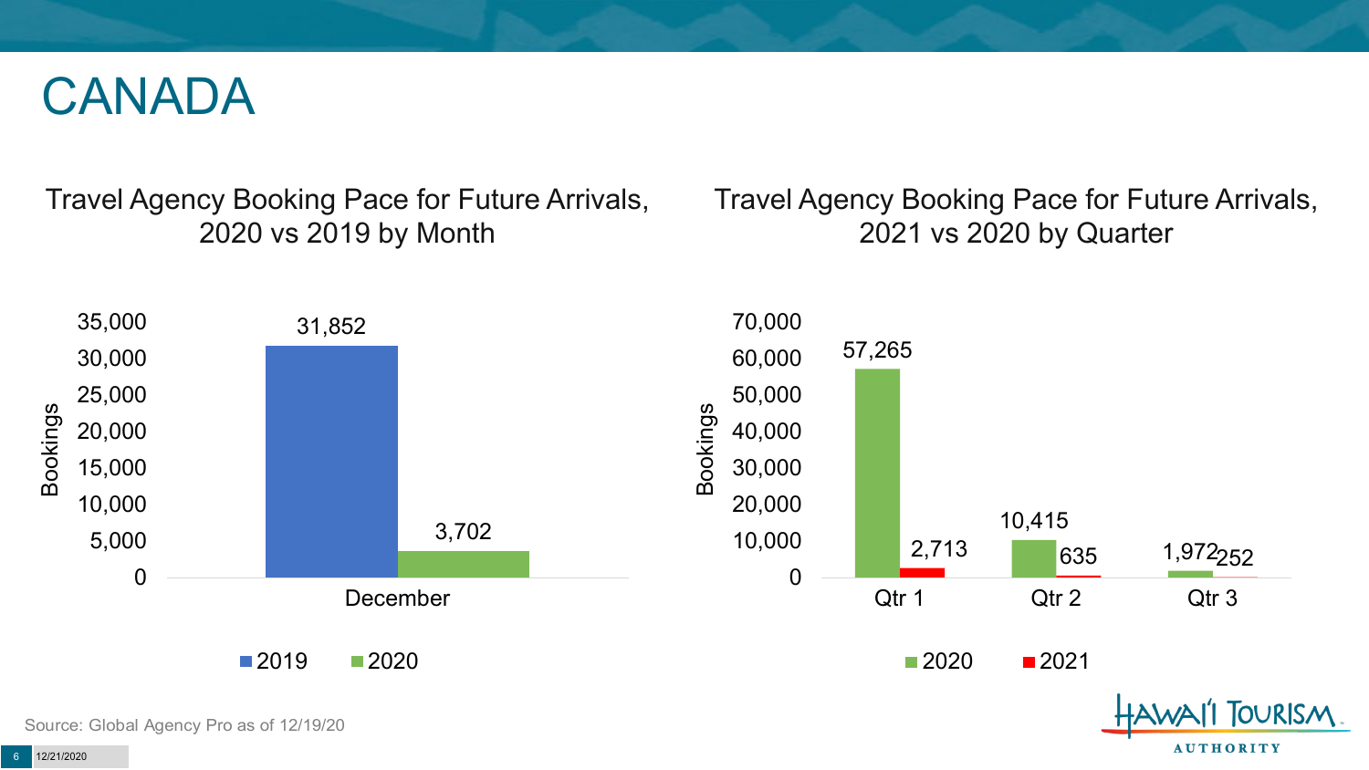# CANADA

## Travel Agency Booking Pace for Future Arrivals, 2020 vs 2019 by Month

| Month | 2019 | 2020 |
| --- | --- | --- |
| December | 31,852 | 3,702 |

## Travel Agency Booking Pace for Future Arrivals, 2021 vs 2020 by Quarter

| Quarter | 2020 | 2021 |
| --- | --- | --- |
| Qtr 1 | 57,265 | 2,713 |
| Qtr 2 | 10,415 | 635 |
| Qtr 3 | 1,972 | 252 |

Source: Global Agency Pro as of 12/19/20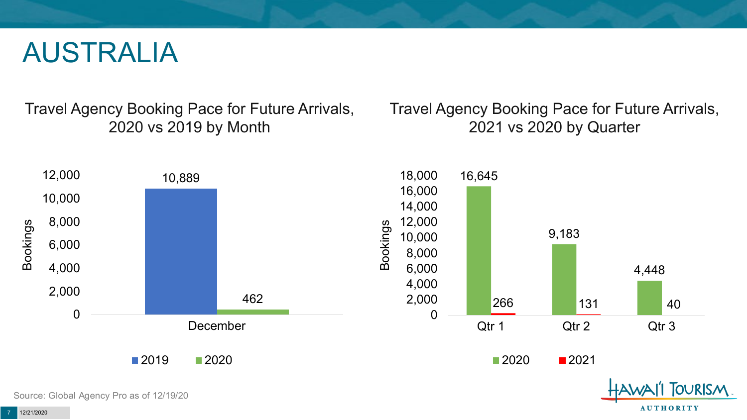# AUSTRALIA

## Travel Agency Booking Pace for Future Arrivals, 2020 vs 2019 by Month

| Month | 2019 | 2020 |
| --- | --- | --- |
| December | 10,889 | 462 |

## Travel Agency Booking Pace for Future Arrivals, 2021 vs 2020 by Quarter

| Quarter | 2020 | 2021 |
| --- | --- | --- |
| Qtr 1 | 16,645 | 266 |
| Qtr 2 | 9,183 | 131 |
| Qtr 3 | 4,448 | 40 |

Source: Global Agency Pro as of 12/19/20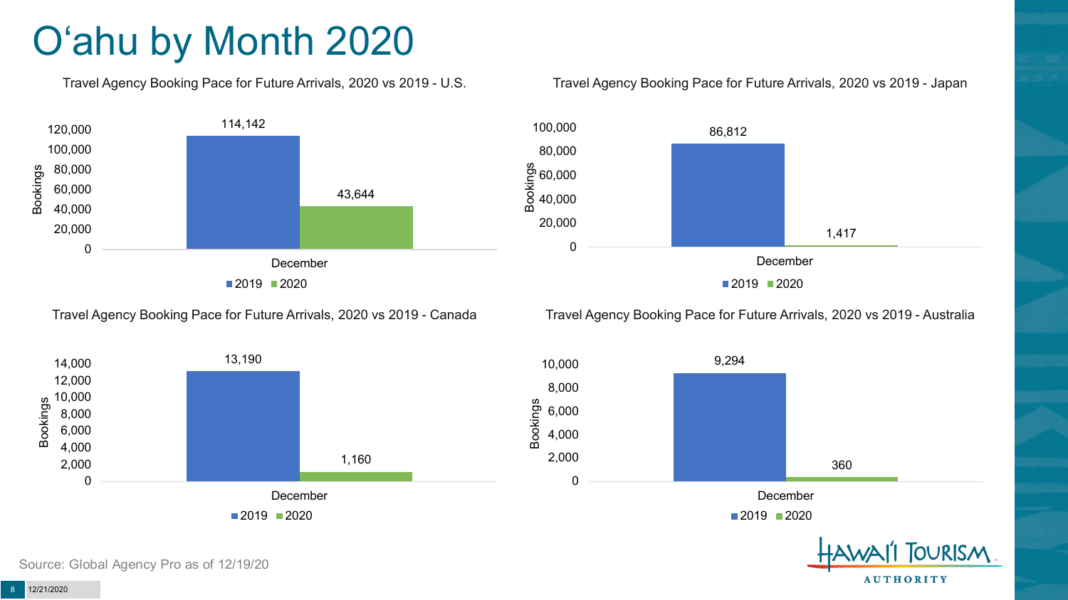# O'ahu by Month 2020

### Travel Agency Booking Pace for Future Arrivals, 2020 vs 2019 - U.S.

| Bookings | 2019 | 2020 |
|---|---|---|
| December | 114,142 | 43,644 |

### Travel Agency Booking Pace for Future Arrivals, 2020 vs 2019 - Japan

| Bookings | 2019 | 2020 |
|---|---|---|
| December | 86,812 | 1,417 |

### Travel Agency Booking Pace for Future Arrivals, 2020 vs 2019 - Canada

| Bookings | 2019 | 2020 |
|---|---|---|
| December | 13,190 | 1,160 |

### Travel Agency Booking Pace for Future Arrivals, 2020 vs 2019 - Australia

| Bookings | 2019 | 2020 |
|---|---|---|
| December | 9,294 | 360 |

Source: Global Agency Pro as of 12/19/20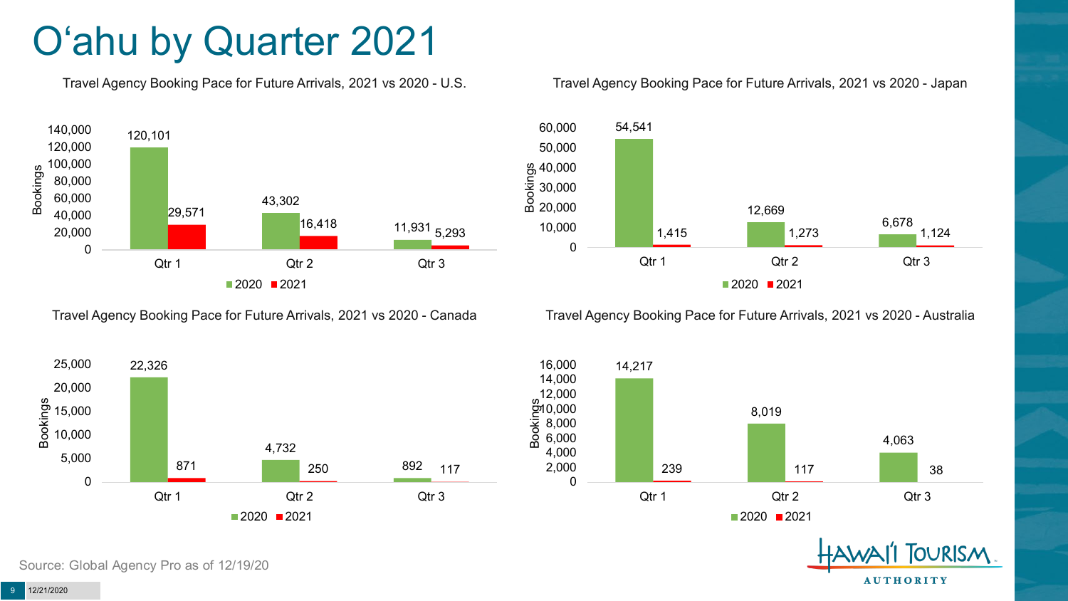# O'ahu by Quarter 2021

### Travel Agency Booking Pace for Future Arrivals, 2021 vs 2020 - U.S.

| | 2020 | 2021 |
|---|---|---|
| Qtr 1 | 120,101 | 29,571 |
| Qtr 2 | 43,302 | 16,418 |
| Qtr 3 | 11,931 | 5,293 |

### Travel Agency Booking Pace for Future Arrivals, 2021 vs 2020 - Japan

| | 2020 | 2021 |
|---|---|---|
| Qtr 1 | 54,541 | 1,415 |
| Qtr 2 | 12,669 | 1,273 |
| Qtr 3 | 6,678 | 1,124 |

### Travel Agency Booking Pace for Future Arrivals, 2021 vs 2020 - Canada

| | 2020 | 2021 |
|---|---|---|
| Qtr 1 | 22,326 | 871 |
| Qtr 2 | 4,732 | 250 |
| Qtr 3 | 892 | 117 |

### Travel Agency Booking Pace for Future Arrivals, 2021 vs 2020 - Australia

| | 2020 | 2021 |
|---|---|---|
| Qtr 1 | 14,217 | 239 |
| Qtr 2 | 8,019 | 117 |
| Qtr 3 | 4,063 | 38 |

Source: Global Agency Pro as of 12/19/20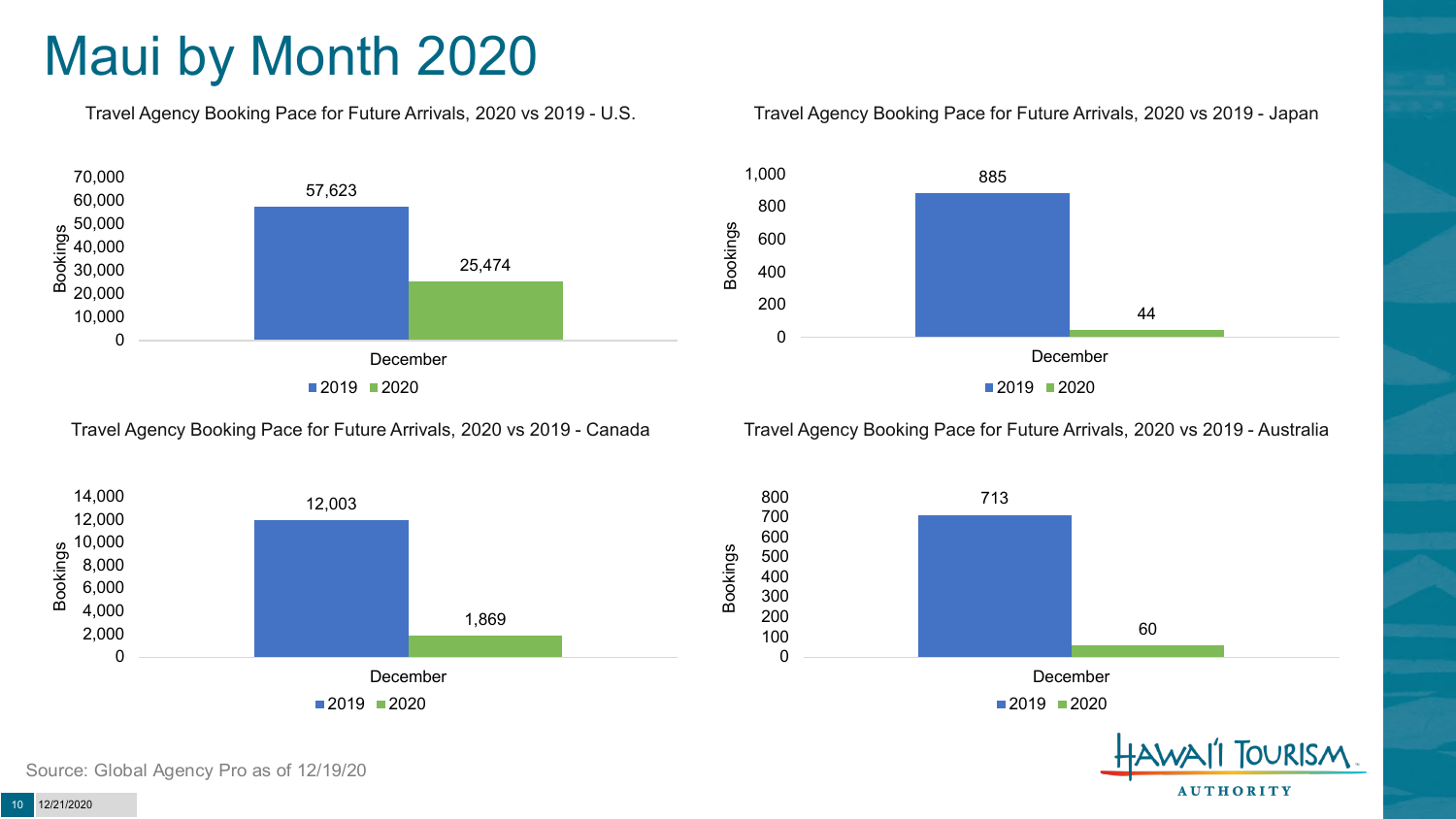# Maui by Month 2020

### Travel Agency Booking Pace for Future Arrivals, 2020 vs 2019 - U.S.

| Month | 2019 | 2020 |
|---|---|---|
| December | 57,623 | 25,474 |

### Travel Agency Booking Pace for Future Arrivals, 2020 vs 2019 - Japan

| Month | 2019 | 2020 |
|---|---|---|
| December | 885 | 44 |

### Travel Agency Booking Pace for Future Arrivals, 2020 vs 2019 - Canada

| Month | 2019 | 2020 |
|---|---|---|
| December | 12,003 | 1,869 |

### Travel Agency Booking Pace for Future Arrivals, 2020 vs 2019 - Australia

| Month | 2019 | 2020 |
|---|---|---|
| December | 713 | 60 |

Source: Global Agency Pro as of 12/19/20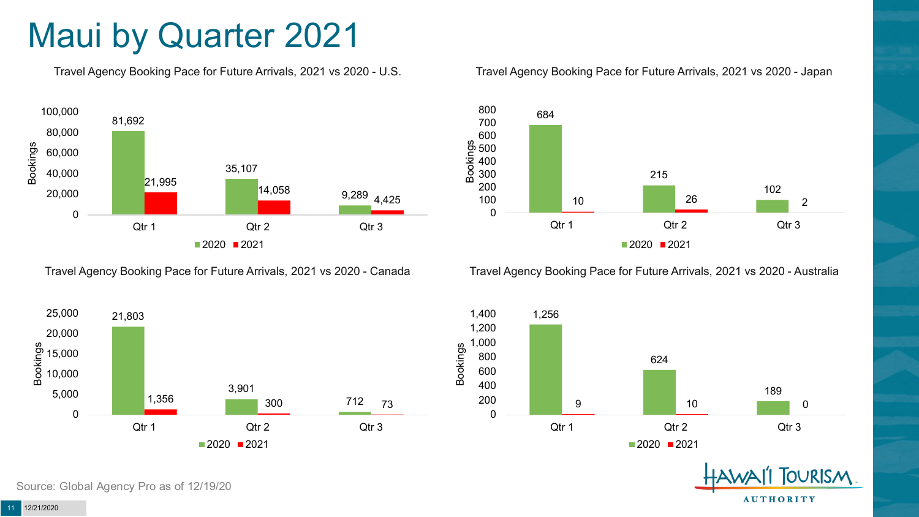# Maui by Quarter 2021

**Travel Agency Booking Pace for Future Arrivals, 2021 vs 2020 - U.S.**

| Bookings | 2020 | 2021 |
|---|---|---|
| Qtr 1 | 81,692 | 21,995 |
| Qtr 2 | 35,107 | 14,058 |
| Qtr 3 | 9,289 | 4,425 |

**Travel Agency Booking Pace for Future Arrivals, 2021 vs 2020 - Japan**

| Bookings | 2020 | 2021 |
|---|---|---|
| Qtr 1 | 684 | 10 |
| Qtr 2 | 215 | 26 |
| Qtr 3 | 102 | 2 |

**Travel Agency Booking Pace for Future Arrivals, 2021 vs 2020 - Canada**

| Bookings | 2020 | 2021 |
|---|---|---|
| Qtr 1 | 21,803 | 1,356 |
| Qtr 2 | 3,901 | 300 |
| Qtr 3 | 712 | 73 |

**Travel Agency Booking Pace for Future Arrivals, 2021 vs 2020 - Australia**

| Bookings | 2020 | 2021 |
|---|---|---|
| Qtr 1 | 1,256 | 9 |
| Qtr 2 | 624 | 10 |
| Qtr 3 | 189 | 0 |

Source: Global Agency Pro as of 12/19/20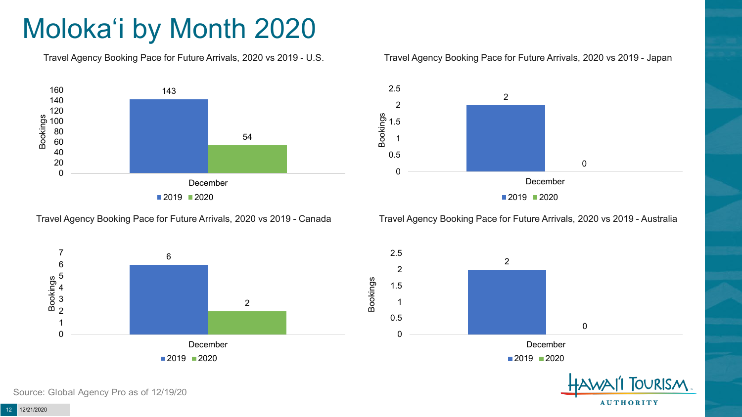# Molokaʻi by Month 2020

### Travel Agency Booking Pace for Future Arrivals, 2020 vs 2019 - U.S.

| Month | 2019 | 2020 |
|---|---|---|
| December | 143 | 54 |

### Travel Agency Booking Pace for Future Arrivals, 2020 vs 2019 - Japan

| Month | 2019 | 2020 |
|---|---|---|
| December | 2 | 0 |

### Travel Agency Booking Pace for Future Arrivals, 2020 vs 2019 - Canada

| Month | 2019 | 2020 |
|---|---|---|
| December | 6 | 2 |

### Travel Agency Booking Pace for Future Arrivals, 2020 vs 2019 - Australia

| Month | 2019 | 2020 |
|---|---|---|
| December | 2 | 0 |

Source: Global Agency Pro as of 12/19/20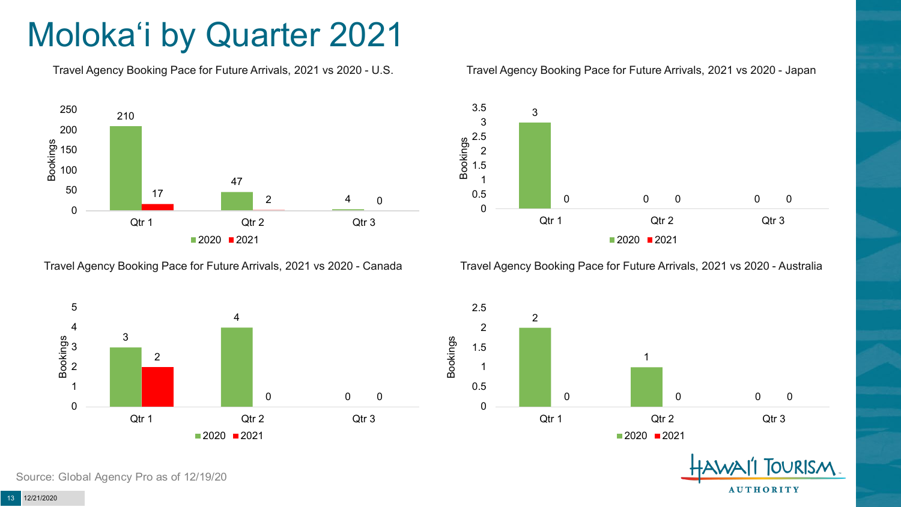# Moloka'i by Quarter 2021

### Travel Agency Booking Pace for Future Arrivals, 2021 vs 2020 - U.S.

| Bookings | 2020 | 2021 |
| --- | --- | --- |
| Qtr 1 | 210 | 17 |
| Qtr 2 | 47 | 2 |
| Qtr 3 | 4 | 0 |

### Travel Agency Booking Pace for Future Arrivals, 2021 vs 2020 - Japan

| Bookings | 2020 | 2021 |
| --- | --- | --- |
| Qtr 1 | 3 | 0 |
| Qtr 2 | 0 | 0 |
| Qtr 3 | 0 | 0 |

### Travel Agency Booking Pace for Future Arrivals, 2021 vs 2020 - Canada

| Bookings | 2020 | 2021 |
| --- | --- | --- |
| Qtr 1 | 3 | 2 |
| Qtr 2 | 4 | 0 |
| Qtr 3 | 0 | 0 |

### Travel Agency Booking Pace for Future Arrivals, 2021 vs 2020 - Australia

| Bookings | 2020 | 2021 |
| --- | --- | --- |
| Qtr 1 | 2 | 0 |
| Qtr 2 | 1 | 0 |
| Qtr 3 | 0 | 0 |

Source: Global Agency Pro as of 12/19/20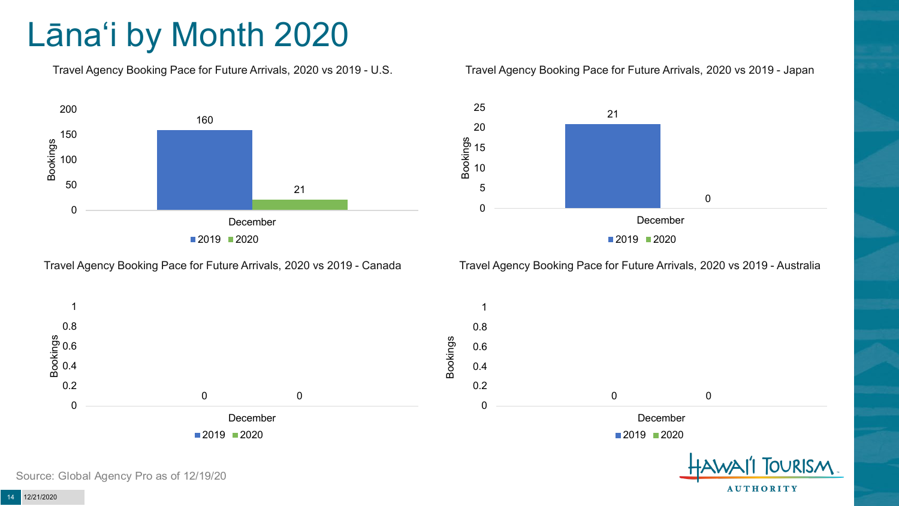# Lānaʻi by Month 2020

### Travel Agency Booking Pace for Future Arrivals, 2020 vs 2019 - U.S.

| | 2019 | 2020 |
|---|---|---|
| December | 160 | 21 |

### Travel Agency Booking Pace for Future Arrivals, 2020 vs 2019 - Japan

| | 2019 | 2020 |
|---|---|---|
| December | 21 | 0 |

### Travel Agency Booking Pace for Future Arrivals, 2020 vs 2019 - Canada

| | 2019 | 2020 |
|---|---|---|
| December | 0 | 0 |

### Travel Agency Booking Pace for Future Arrivals, 2020 vs 2019 - Australia

| | 2019 | 2020 |
|---|---|---|
| December | 0 | 0 |

Source: Global Agency Pro as of 12/19/20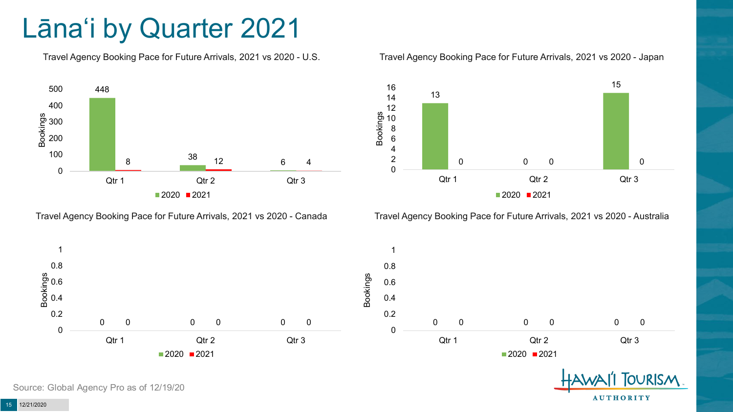# Lānaʻi by Quarter 2021

### Travel Agency Booking Pace for Future Arrivals, 2021 vs 2020 - U.S.

| | 2020 | 2021 |
|---|---|---|
| Qtr 1 | 448 | 8 |
| Qtr 2 | 38 | 12 |
| Qtr 3 | 6 | 4 |

### Travel Agency Booking Pace for Future Arrivals, 2021 vs 2020 - Japan

| | 2020 | 2021 |
|---|---|---|
| Qtr 1 | 13 | 0 |
| Qtr 2 | 0 | 0 |
| Qtr 3 | 15 | 0 |

### Travel Agency Booking Pace for Future Arrivals, 2021 vs 2020 - Canada

| | 2020 | 2021 |
|---|---|---|
| Qtr 1 | 0 | 0 |
| Qtr 2 | 0 | 0 |
| Qtr 3 | 0 | 0 |

### Travel Agency Booking Pace for Future Arrivals, 2021 vs 2020 - Australia

| | 2020 | 2021 |
|---|---|---|
| Qtr 1 | 0 | 0 |
| Qtr 2 | 0 | 0 |
| Qtr 3 | 0 | 0 |

Source: Global Agency Pro as of 12/19/20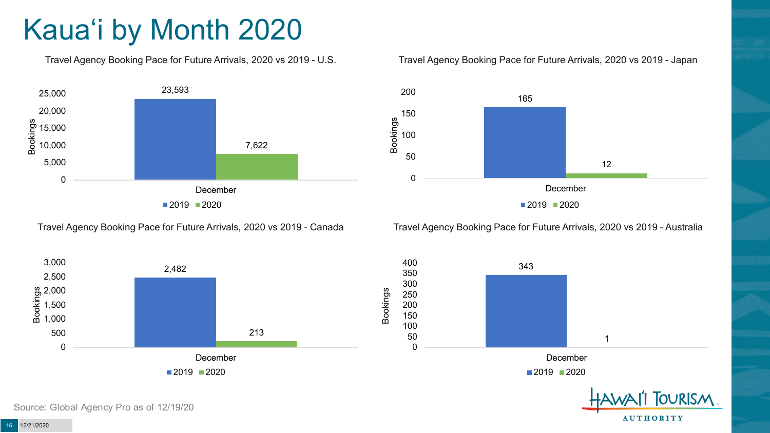# Kauaʻi by Month 2020

### Travel Agency Booking Pace for Future Arrivals, 2020 vs 2019 - U.S.

| | 2019 | 2020 |
|---|---|---|
| December | 23,593 | 7,622 |

### Travel Agency Booking Pace for Future Arrivals, 2020 vs 2019 - Japan

| | 2019 | 2020 |
|---|---|---|
| December | 165 | 12 |

### Travel Agency Booking Pace for Future Arrivals, 2020 vs 2019 - Canada

| | 2019 | 2020 |
|---|---|---|
| December | 2,482 | 213 |

### Travel Agency Booking Pace for Future Arrivals, 2020 vs 2019 - Australia

| | 2019 | 2020 |
|---|---|---|
| December | 343 | 1 |

Source: Global Agency Pro as of 12/19/20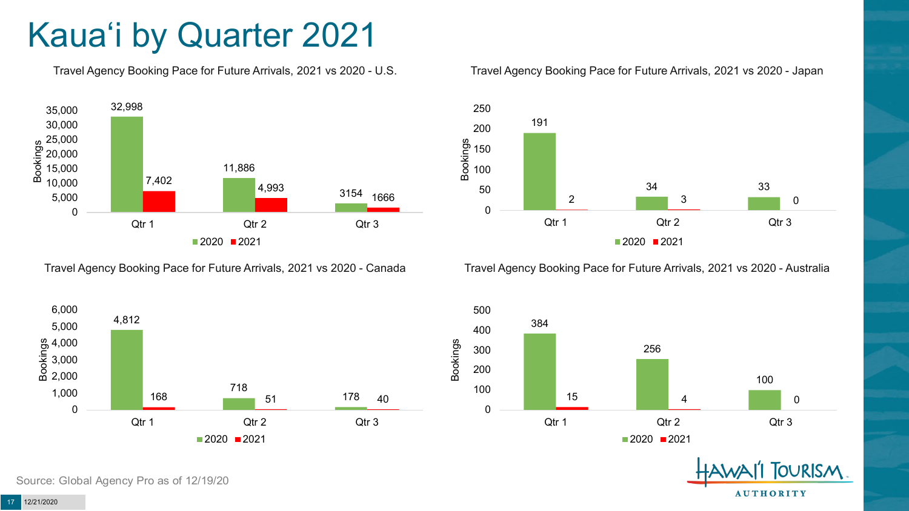# Kauaʻi by Quarter 2021

### Travel Agency Booking Pace for Future Arrivals, 2021 vs 2020 - U.S.

| | 2020 | 2021 |
|---|---|---|
| Qtr 1 | 32,998 | 7,402 |
| Qtr 2 | 11,886 | 4,993 |
| Qtr 3 | 3154 | 1666 |

### Travel Agency Booking Pace for Future Arrivals, 2021 vs 2020 - Japan

| | 2020 | 2021 |
|---|---|---|
| Qtr 1 | 191 | 2 |
| Qtr 2 | 34 | 3 |
| Qtr 3 | 33 | 0 |

### Travel Agency Booking Pace for Future Arrivals, 2021 vs 2020 - Canada

| | 2020 | 2021 |
|---|---|---|
| Qtr 1 | 4,812 | 168 |
| Qtr 2 | 718 | 51 |
| Qtr 3 | 178 | 40 |

### Travel Agency Booking Pace for Future Arrivals, 2021 vs 2020 - Australia

| | 2020 | 2021 |
|---|---|---|
| Qtr 1 | 384 | 15 |
| Qtr 2 | 256 | 4 |
| Qtr 3 | 100 | 0 |

Source: Global Agency Pro as of 12/19/20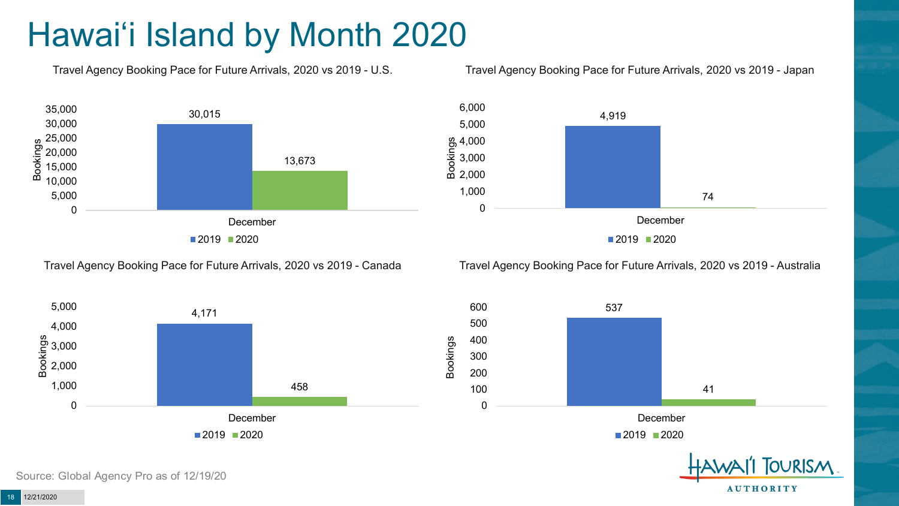# Hawai'i Island by Month 2020

**Travel Agency Booking Pace for Future Arrivals, 2020 vs 2019 - U.S.**

| | 2019 | 2020 |
|---|---|---|
| December | 30,015 | 13,673 |

**Travel Agency Booking Pace for Future Arrivals, 2020 vs 2019 - Japan**

| | 2019 | 2020 |
|---|---|---|
| December | 4,919 | 74 |

**Travel Agency Booking Pace for Future Arrivals, 2020 vs 2019 - Canada**

| | 2019 | 2020 |
|---|---|---|
| December | 4,171 | 458 |

**Travel Agency Booking Pace for Future Arrivals, 2020 vs 2019 - Australia**

| | 2019 | 2020 |
|---|---|---|
| December | 537 | 41 |

Source: Global Agency Pro as of 12/19/20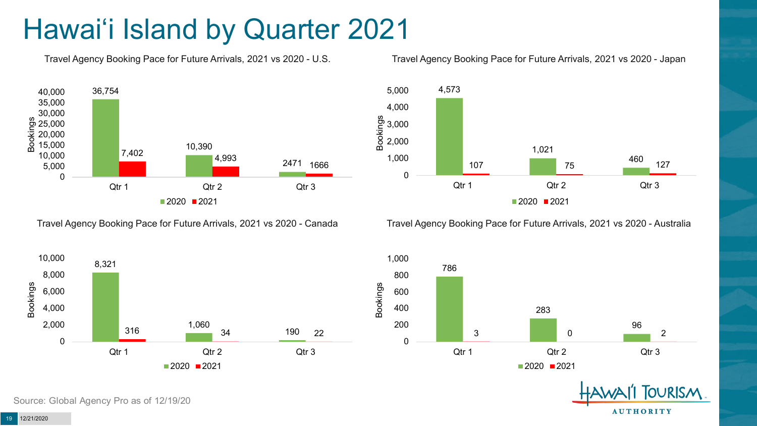# Hawai'i Island by Quarter 2021

Travel Agency Booking Pace for Future Arrivals, 2021 vs 2020 - U.S.

Bookings

40,000
35,000
30,000
25,000
20,000
15,000
10,000
5,000
0

36,754
7,402
10,390
4,993
2471
1666

Qtr 1
Qtr 2
Qtr 3

2020 2021

Travel Agency Booking Pace for Future Arrivals, 2021 vs 2020 - Japan

Bookings

5,000
4,000
3,000
2,000
1,000
0

4,573
107
1,021
75
460
127

Qtr 1
Qtr 2
Qtr 3

2020 2021

Travel Agency Booking Pace for Future Arrivals, 2021 vs 2020 - Canada

Bookings

10,000
8,000
6,000
4,000
2,000
0

8,321
316
1,060
34
190
22

Qtr 1
Qtr 2
Qtr 3

2020 2021

Travel Agency Booking Pace for Future Arrivals, 2021 vs 2020 - Australia

Bookings

1,000
800
600
400
200
0

786
3
283
0
96
2

Qtr 1
Qtr 2
Qtr 3

2020 2021

Source: Global Agency Pro as of 12/19/20

12/21/2020

HAWAI'I TOURISM AUTHORITY